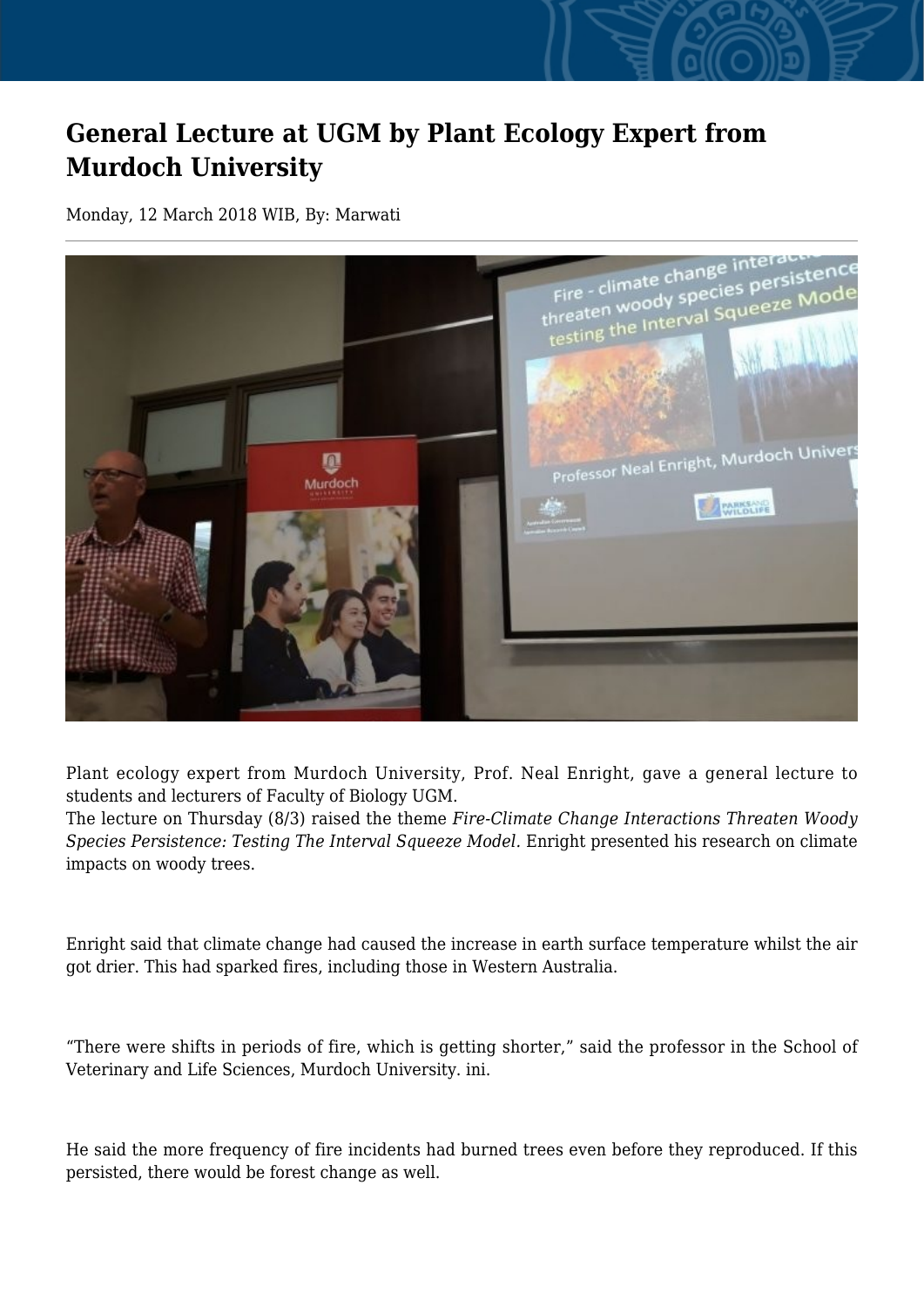# General Lecture at UGM by Plant Ecology Expert from Murdoch University

Monday, 12 March 2018 WIB, By: Marwati

Plant ecology expert from Murdoch University, Prof. Neal Enright, gave a general lecture to students and lecturers of Faculty of Biology UGM.
The lecture on Thursday (8/3) raised the theme *Fire-Climate Change Interactions Threaten Woody Species Persistence: Testing The Interval Squeeze Model*. Enright presented his research on climate impacts on woody trees.

Enright said that climate change had caused the increase in earth surface temperature whilst the air got drier. This had sparked fires, including those in Western Australia.

"There were shifts in periods of fire, which is getting shorter," said the professor in the School of Veterinary and Life Sciences, Murdoch University. ini.

He said the more frequency of fire incidents had burned trees even before they reproduced. If this persisted, there would be forest change as well.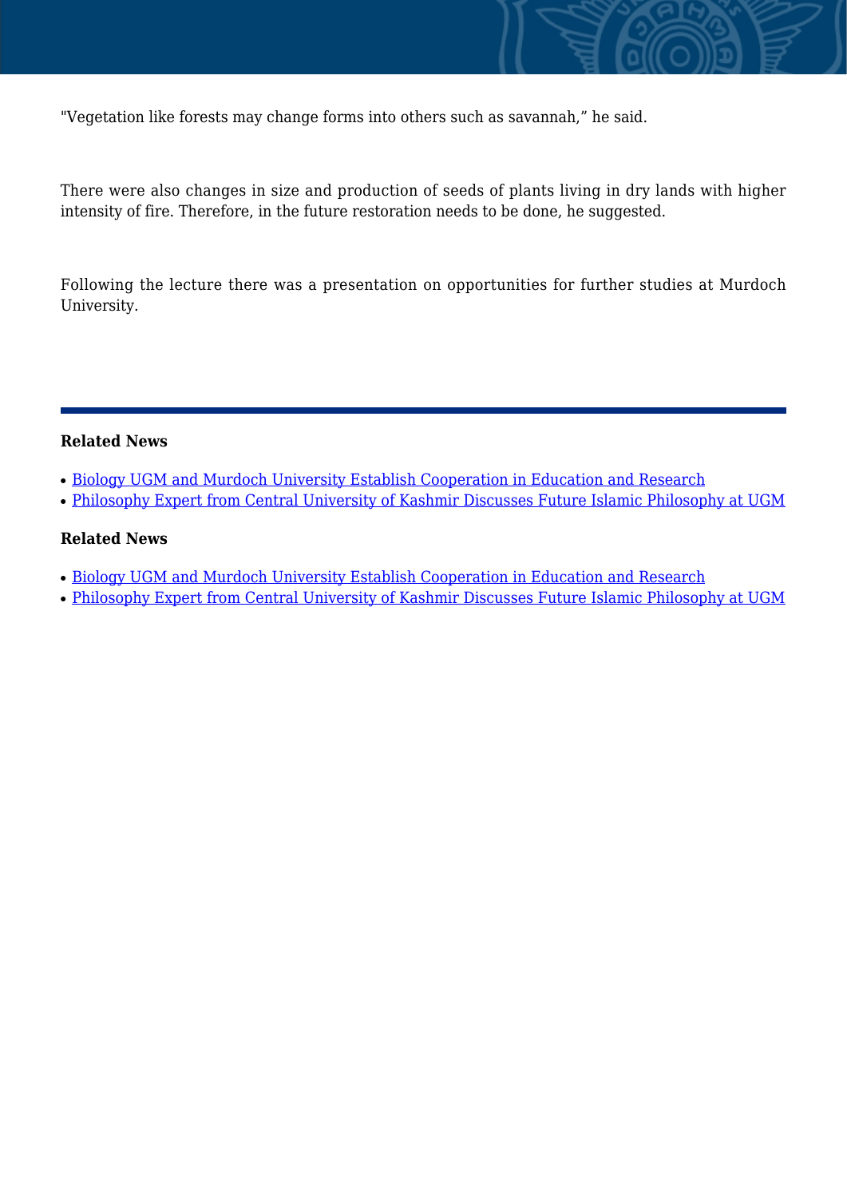"Vegetation like forests may change forms into others such as savannah," he said.

There were also changes in size and production of seeds of plants living in dry lands with higher intensity of fire. Therefore, in the future restoration needs to be done, he suggested.

Following the lecture there was a presentation on opportunities for further studies at Murdoch University.

---

**Related News**

- Biology UGM and Murdoch University Establish Cooperation in Education and Research
- Philosophy Expert from Central University of Kashmir Discusses Future Islamic Philosophy at UGM

**Related News**

- Biology UGM and Murdoch University Establish Cooperation in Education and Research
- Philosophy Expert from Central University of Kashmir Discusses Future Islamic Philosophy at UGM